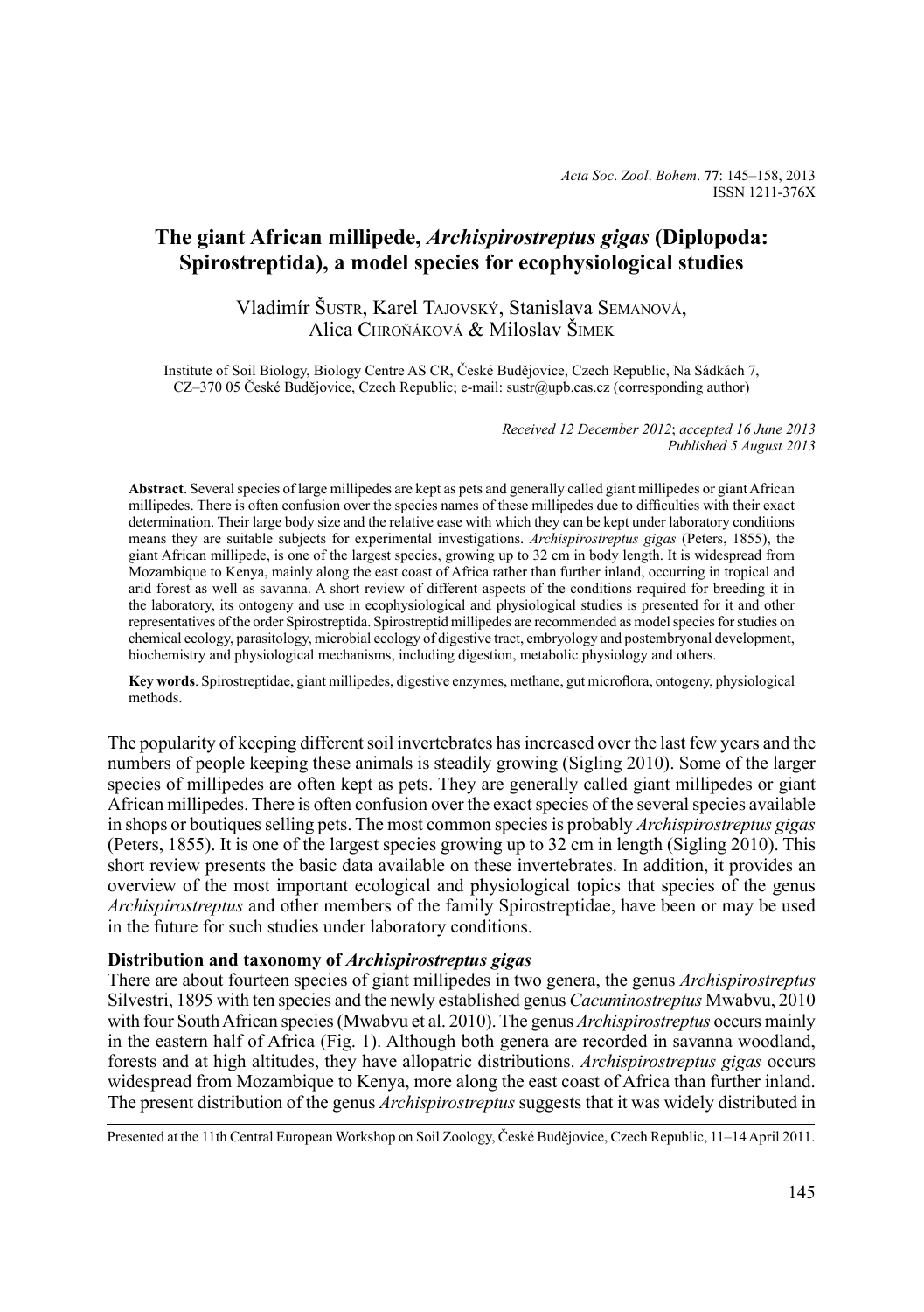# The giant African millipede, *Archispirostreptus gigas* (Diplopoda: Spirostreptida), a model species for ecophysiological studies

Vladimír Šustr, Karel Tajovský, Stanislava Semanová, Alica Chroňáková & Miloslav Šimek

Institute of Soil Biology, Biology Centre AS CR, České Budějovice, Czech Republic, Na Sádkách 7, CZ–370 05 České Budějovice, Czech Republic; e-mail: sustr@upb.cas.cz (corresponding author)

*Received 12 December 2012*; *accepted 16 June 2013*
*Published 5 August 2013*

**Abstract**. Several species of large millipedes are kept as pets and generally called giant millipedes or giant African millipedes. There is often confusion over the species names of these millipedes due to difficulties with their exact determination. Their large body size and the relative ease with which they can be kept under laboratory conditions means they are suitable subjects for experimental investigations. *Archispirostreptus gigas* (Peters, 1855), the giant African millipede, is one of the largest species, growing up to 32 cm in body length. It is widespread from Mozambique to Kenya, mainly along the east coast of Africa rather than further inland, occurring in tropical and arid forest as well as savanna. A short review of different aspects of the conditions required for breeding it in the laboratory, its ontogeny and use in ecophysiological and physiological studies is presented for it and other representatives of the order Spirostreptida. Spirostreptid millipedes are recommended as model species for studies on chemical ecology, parasitology, microbial ecology of digestive tract, embryology and postembryonal development, biochemistry and physiological mechanisms, including digestion, metabolic physiology and others.

**Key words**. Spirostreptidae, giant millipedes, digestive enzymes, methane, gut microflora, ontogeny, physiological methods.

The popularity of keeping different soil invertebrates has increased over the last few years and the numbers of people keeping these animals is steadily growing (Sigling 2010). Some of the larger species of millipedes are often kept as pets. They are generally called giant millipedes or giant African millipedes. There is often confusion over the exact species of the several species available in shops or boutiques selling pets. The most common species is probably *Archispirostreptus gigas* (Peters, 1855). It is one of the largest species growing up to 32 cm in length (Sigling 2010). This short review presents the basic data available on these invertebrates. In addition, it provides an overview of the most important ecological and physiological topics that species of the genus *Archispirostreptus* and other members of the family Spirostreptidae, have been or may be used in the future for such studies under laboratory conditions.

**Distribution and taxonomy of *Archispirostreptus gigas***

There are about fourteen species of giant millipedes in two genera, the genus *Archispirostreptus* Silvestri, 1895 with ten species and the newly established genus *Cacuminostreptus* Mwabvu, 2010 with four South African species (Mwabvu et al. 2010). The genus *Archispirostreptus* occurs mainly in the eastern half of Africa (Fig. 1). Although both genera are recorded in savanna woodland, forests and at high altitudes, they have allopatric distributions. *Archispirostreptus gigas* occurs widespread from Mozambique to Kenya, more along the east coast of Africa than further inland. The present distribution of the genus *Archispirostreptus* suggests that it was widely distributed in

Presented at the 11th Central European Workshop on Soil Zoology, České Budějovice, Czech Republic, 11–14 April 2011.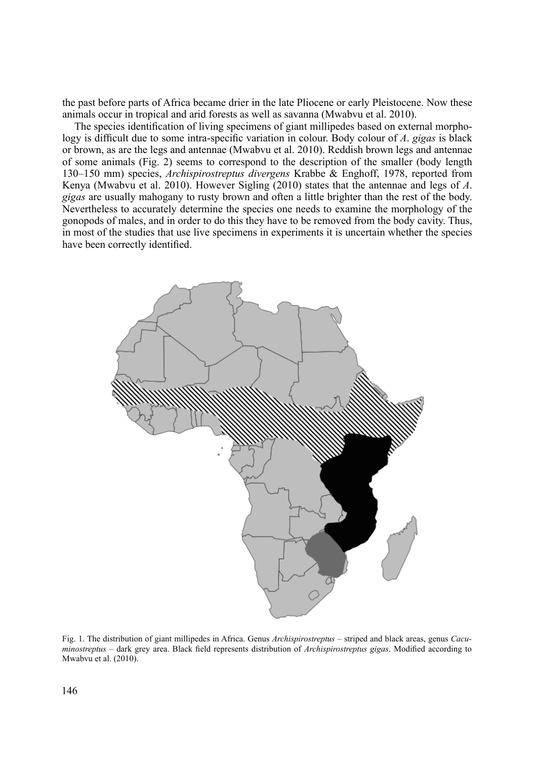the past before parts of Africa became drier in the late Pliocene or early Pleistocene. Now these animals occur in tropical and arid forests as well as savanna (Mwabvu et al. 2010).

The species identification of living specimens of giant millipedes based on external morphology is difficult due to some intra-specific variation in colour. Body colour of *A*. *gigas* is black or brown, as are the legs and antennae (Mwabvu et al. 2010). Reddish brown legs and antennae of some animals (Fig. 2) seems to correspond to the description of the smaller (body length 130–150 mm) species, *Archispirostreptus divergens* Krabbe & Enghoff, 1978, reported from Kenya (Mwabvu et al. 2010). However Sigling (2010) states that the antennae and legs of *A*. *gigas* are usually mahogany to rusty brown and often a little brighter than the rest of the body. Nevertheless to accurately determine the species one needs to examine the morphology of the gonopods of males, and in order to do this they have to be removed from the body cavity. Thus, in most of the studies that use live specimens in experiments it is uncertain whether the species have been correctly identified.

Fig. 1. The distribution of giant millipedes in Africa. Genus *Archispirostreptus* – striped and black areas, genus *Cacuminostreptus* – dark grey area. Black field represents distribution of *Archispirostreptus gigas*. Modified according to Mwabvu et al. (2010).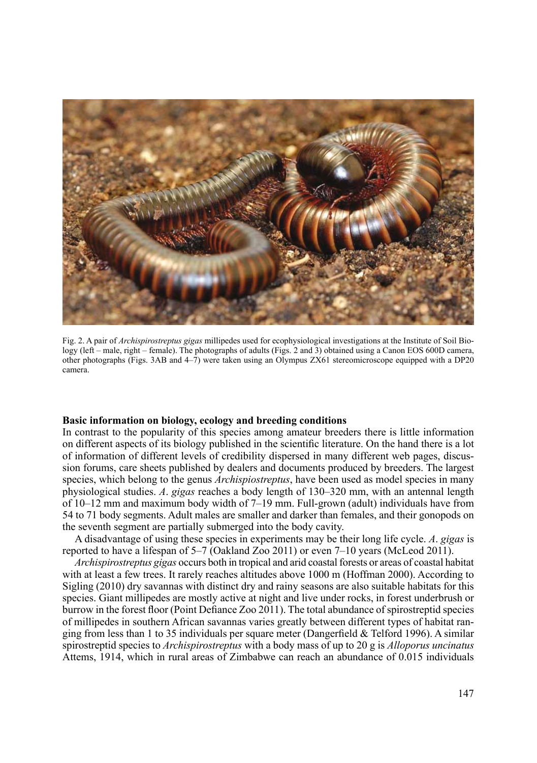Fig. 2. A pair of *Archispirostreptus gigas* millipedes used for ecophysiological investigations at the Institute of Soil Biology (left – male, right – female). The photographs of adults (Figs. 2 and 3) obtained using a Canon EOS 600D camera, other photographs (Figs. 3AB and 4–7) were taken using an Olympus ZX61 stereomicroscope equipped with a DP20 camera.

## Basic information on biology, ecology and breeding conditions

In contrast to the popularity of this species among amateur breeders there is little information on different aspects of its biology published in the scientific literature. On the hand there is a lot of information of different levels of credibility dispersed in many different web pages, discussion forums, care sheets published by dealers and documents produced by breeders. The largest species, which belong to the genus *Archispiostreptus*, have been used as model species in many physiological studies. *A. gigas* reaches a body length of 130–320 mm, with an antennal length of 10–12 mm and maximum body width of 7–19 mm. Full-grown (adult) individuals have from 54 to 71 body segments. Adult males are smaller and darker than females, and their gonopods on the seventh segment are partially submerged into the body cavity.

A disadvantage of using these species in experiments may be their long life cycle. *A. gigas* is reported to have a lifespan of 5–7 (Oakland Zoo 2011) or even 7–10 years (McLeod 2011).

*Archispirostreptus gigas* occurs both in tropical and arid coastal forests or areas of coastal habitat with at least a few trees. It rarely reaches altitudes above 1000 m (Hoffman 2000). According to Sigling (2010) dry savannas with distinct dry and rainy seasons are also suitable habitats for this species. Giant millipedes are mostly active at night and live under rocks, in forest underbrush or burrow in the forest floor (Point Defiance Zoo 2011). The total abundance of spirostreptid species of millipedes in southern African savannas varies greatly between different types of habitat ranging from less than 1 to 35 individuals per square meter (Dangerfield & Telford 1996). A similar spirostreptid species to *Archispirostreptus* with a body mass of up to 20 g is *Alloporus uncinatus* Attems, 1914, which in rural areas of Zimbabwe can reach an abundance of 0.015 individuals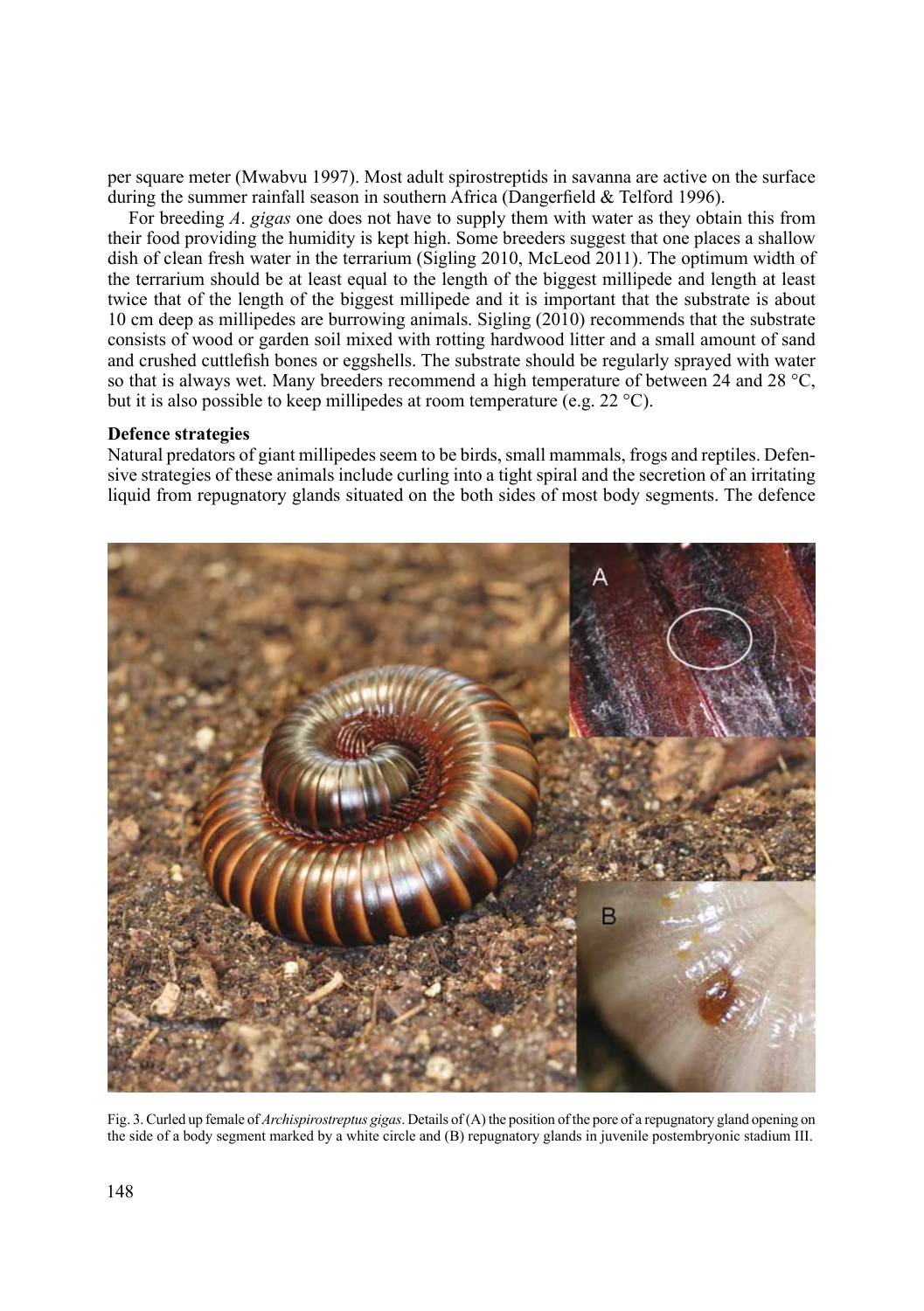per square meter (Mwabvu 1997). Most adult spirostreptids in savanna are active on the surface during the summer rainfall season in southern Africa (Dangerfield & Telford 1996).

For breeding *A. gigas* one does not have to supply them with water as they obtain this from their food providing the humidity is kept high. Some breeders suggest that one places a shallow dish of clean fresh water in the terrarium (Sigling 2010, McLeod 2011). The optimum width of the terrarium should be at least equal to the length of the biggest millipede and length at least twice that of the length of the biggest millipede and it is important that the substrate is about 10 cm deep as millipedes are burrowing animals. Sigling (2010) recommends that the substrate consists of wood or garden soil mixed with rotting hardwood litter and a small amount of sand and crushed cuttlefish bones or eggshells. The substrate should be regularly sprayed with water so that is always wet. Many breeders recommend a high temperature of between 24 and 28 °C, but it is also possible to keep millipedes at room temperature (e.g. 22 °C).

**Defence strategies**

Natural predators of giant millipedes seem to be birds, small mammals, frogs and reptiles. Defensive strategies of these animals include curling into a tight spiral and the secretion of an irritating liquid from repugnatory glands situated on the both sides of most body segments. The defence

Fig. 3. Curled up female of *Archispirostreptus gigas*. Details of (A) the position of the pore of a repugnatory gland opening on the side of a body segment marked by a white circle and (B) repugnatory glands in juvenile postembryonic stadium III.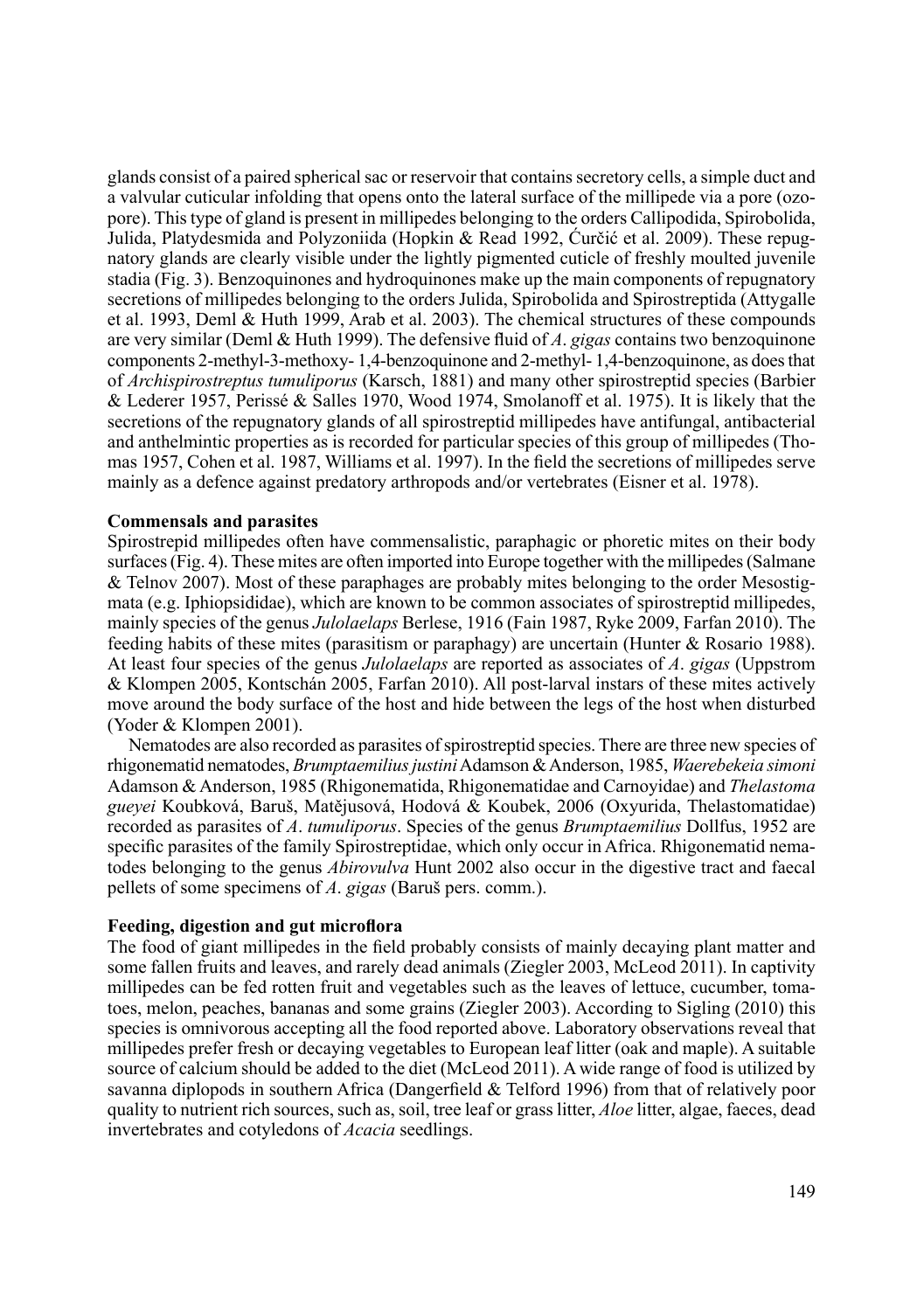glands consist of a paired spherical sac or reservoir that contains secretory cells, a simple duct and a valvular cuticular infolding that opens onto the lateral surface of the millipede via a pore (ozopore). This type of gland is present in millipedes belonging to the orders Callipodida, Spirobolida, Julida, Platydesmida and Polyzoniida (Hopkin & Read 1992, Ćurčić et al. 2009). These repugnatory glands are clearly visible under the lightly pigmented cuticle of freshly moulted juvenile stadia (Fig. 3). Benzoquinones and hydroquinones make up the main components of repugnatory secretions of millipedes belonging to the orders Julida, Spirobolida and Spirostreptida (Attygalle et al. 1993, Deml & Huth 1999, Arab et al. 2003). The chemical structures of these compounds are very similar (Deml & Huth 1999). The defensive fluid of *A. gigas* contains two benzoquinone components 2-methyl-3-methoxy- 1,4-benzoquinone and 2-methyl- 1,4-benzoquinone, as does that of *Archispirostreptus tumuliporus* (Karsch, 1881) and many other spirostreptid species (Barbier & Lederer 1957, Perissé & Salles 1970, Wood 1974, Smolanoff et al. 1975). It is likely that the secretions of the repugnatory glands of all spirostreptid millipedes have antifungal, antibacterial and anthelmintic properties as is recorded for particular species of this group of millipedes (Thomas 1957, Cohen et al. 1987, Williams et al. 1997). In the field the secretions of millipedes serve mainly as a defence against predatory arthropods and/or vertebrates (Eisner et al. 1978).

**Commensals and parasites**

Spirostrepid millipedes often have commensalistic, paraphagic or phoretic mites on their body surfaces (Fig. 4). These mites are often imported into Europe together with the millipedes (Salmane & Telnov 2007). Most of these paraphages are probably mites belonging to the order Mesostigmata (e.g. Iphiopsididae), which are known to be common associates of spirostreptid millipedes, mainly species of the genus *Julolaelaps* Berlese, 1916 (Fain 1987, Ryke 2009, Farfan 2010). The feeding habits of these mites (parasitism or paraphagy) are uncertain (Hunter & Rosario 1988). At least four species of the genus *Julolaelaps* are reported as associates of *A. gigas* (Uppstrom & Klompen 2005, Kontschán 2005, Farfan 2010). All post-larval instars of these mites actively move around the body surface of the host and hide between the legs of the host when disturbed (Yoder & Klompen 2001).

Nematodes are also recorded as parasites of spirostreptid species. There are three new species of rhigonematid nematodes, *Brumptaemilius justini* Adamson & Anderson, 1985, *Waerebekeia simoni* Adamson & Anderson, 1985 (Rhigonematida, Rhigonematidae and Carnoyidae) and *Thelastoma gueyei* Koubková, Baruš, Matějusová, Hodová & Koubek, 2006 (Oxyurida, Thelastomatidae) recorded as parasites of *A. tumuliporus*. Species of the genus *Brumptaemilius* Dollfus, 1952 are specific parasites of the family Spirostreptidae, which only occur in Africa. Rhigonematid nematodes belonging to the genus *Abirovulva* Hunt 2002 also occur in the digestive tract and faecal pellets of some specimens of *A. gigas* (Baruš pers. comm.).

**Feeding, digestion and gut microflora**

The food of giant millipedes in the field probably consists of mainly decaying plant matter and some fallen fruits and leaves, and rarely dead animals (Ziegler 2003, McLeod 2011). In captivity millipedes can be fed rotten fruit and vegetables such as the leaves of lettuce, cucumber, tomatoes, melon, peaches, bananas and some grains (Ziegler 2003). According to Sigling (2010) this species is omnivorous accepting all the food reported above. Laboratory observations reveal that millipedes prefer fresh or decaying vegetables to European leaf litter (oak and maple). A suitable source of calcium should be added to the diet (McLeod 2011). A wide range of food is utilized by savanna diplopods in southern Africa (Dangerfield & Telford 1996) from that of relatively poor quality to nutrient rich sources, such as, soil, tree leaf or grass litter, *Aloe* litter, algae, faeces, dead invertebrates and cotyledons of *Acacia* seedlings.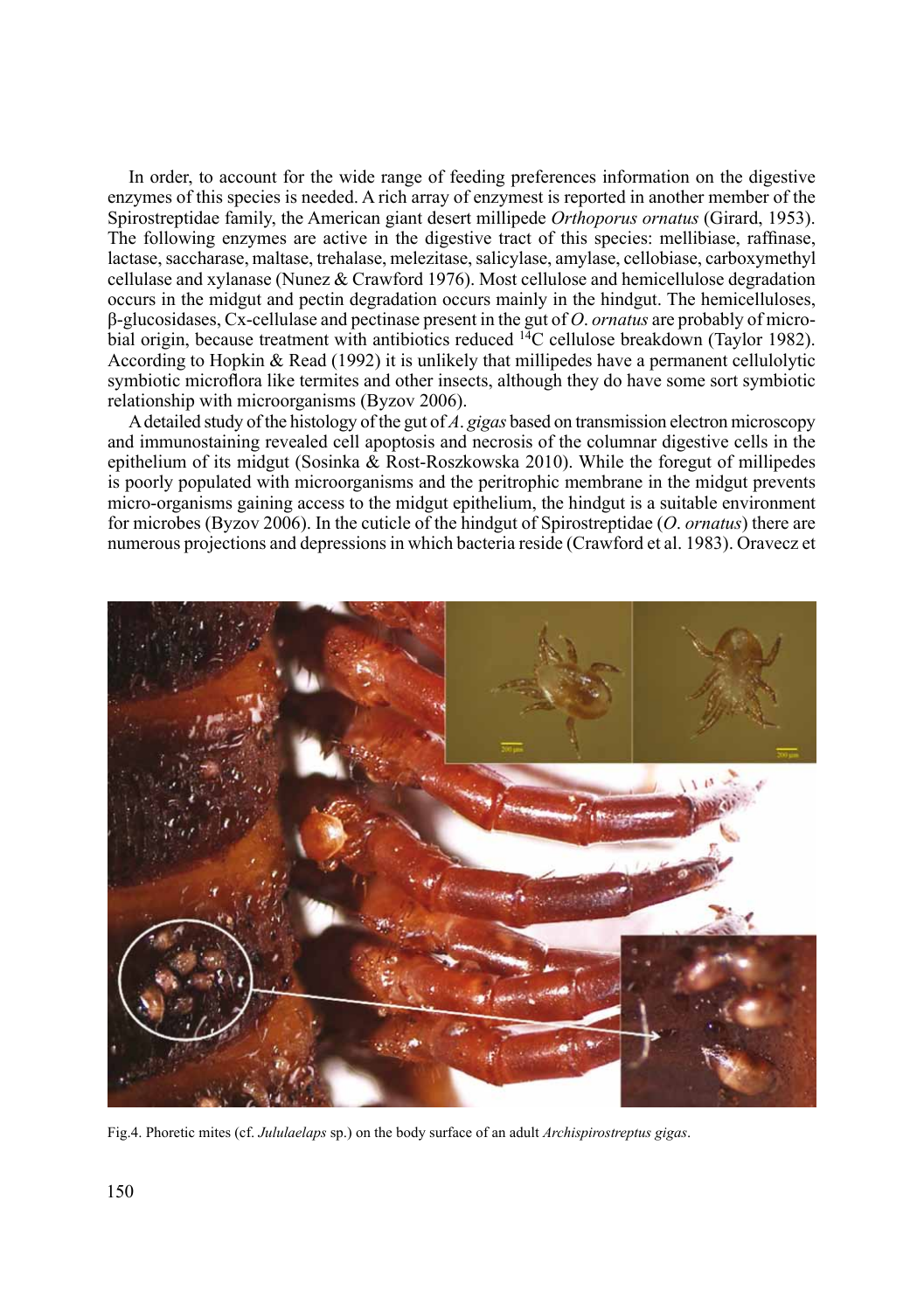In order, to account for the wide range of feeding preferences information on the digestive enzymes of this species is needed. A rich array of enzymest is reported in another member of the Spirostreptidae family, the American giant desert millipede *Orthoporus ornatus* (Girard, 1953). The following enzymes are active in the digestive tract of this species: mellibiase, raffinase, lactase, saccharase, maltase, trehalase, melezitase, salicylase, amylase, cellobiase, carboxymethyl cellulase and xylanase (Nunez & Crawford 1976). Most cellulose and hemicellulose degradation occurs in the midgut and pectin degradation occurs mainly in the hindgut. The hemicelluloses, β-glucosidases, Cx-cellulase and pectinase present in the gut of *O. ornatus* are probably of microbial origin, because treatment with antibiotics reduced $^{14}$C cellulose breakdown (Taylor 1982). According to Hopkin & Read (1992) it is unlikely that millipedes have a permanent cellulolytic symbiotic microflora like termites and other insects, although they do have some sort symbiotic relationship with microorganisms (Byzov 2006).

A detailed study of the histology of the gut of *A. gigas* based on transmission electron microscopy and immunostaining revealed cell apoptosis and necrosis of the columnar digestive cells in the epithelium of its midgut (Sosinka & Rost-Roszkowska 2010). While the foregut of millipedes is poorly populated with microorganisms and the peritrophic membrane in the midgut prevents micro-organisms gaining access to the midgut epithelium, the hindgut is a suitable environment for microbes (Byzov 2006). In the cuticle of the hindgut of Spirostreptidae (*O. ornatus*) there are numerous projections and depressions in which bacteria reside (Crawford et al. 1983). Oravecz et

Fig.4. Phoretic mites (cf. *Julolaelaps* sp.) on the body surface of an adult *Archispirostreptus gigas*.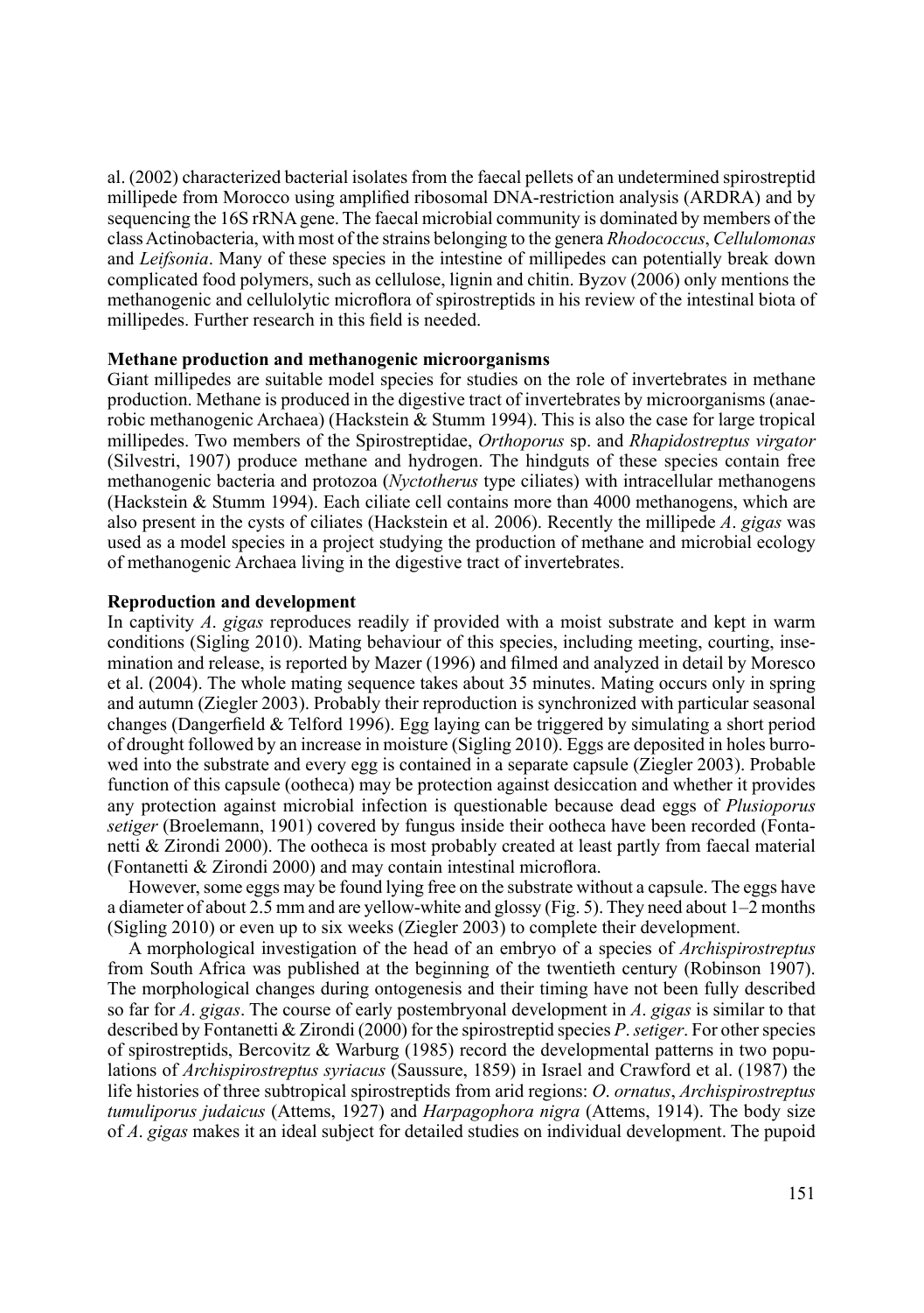al. (2002) characterized bacterial isolates from the faecal pellets of an undetermined spirostreptid millipede from Morocco using amplified ribosomal DNA-restriction analysis (ARDRA) and by sequencing the 16S rRNA gene. The faecal microbial community is dominated by members of the class Actinobacteria, with most of the strains belonging to the genera *Rhodococcus*, *Cellulomonas* and *Leifsonia*. Many of these species in the intestine of millipedes can potentially break down complicated food polymers, such as cellulose, lignin and chitin. Byzov (2006) only mentions the methanogenic and cellulolytic microflora of spirostreptids in his review of the intestinal biota of millipedes. Further research in this field is needed.

**Methane production and methanogenic microorganisms**

Giant millipedes are suitable model species for studies on the role of invertebrates in methane production. Methane is produced in the digestive tract of invertebrates by microorganisms (anaerobic methanogenic Archaea) (Hackstein & Stumm 1994). This is also the case for large tropical millipedes. Two members of the Spirostreptidae, *Orthoporus* sp. and *Rhapidostreptus virgator* (Silvestri, 1907) produce methane and hydrogen. The hindguts of these species contain free methanogenic bacteria and protozoa (*Nyctotherus* type ciliates) with intracellular methanogens (Hackstein & Stumm 1994). Each ciliate cell contains more than 4000 methanogens, which are also present in the cysts of ciliates (Hackstein et al. 2006). Recently the millipede *A. gigas* was used as a model species in a project studying the production of methane and microbial ecology of methanogenic Archaea living in the digestive tract of invertebrates.

**Reproduction and development**

In captivity *A. gigas* reproduces readily if provided with a moist substrate and kept in warm conditions (Sigling 2010). Mating behaviour of this species, including meeting, courting, insemination and release, is reported by Mazer (1996) and filmed and analyzed in detail by Moresco et al. (2004). The whole mating sequence takes about 35 minutes. Mating occurs only in spring and autumn (Ziegler 2003). Probably their reproduction is synchronized with particular seasonal changes (Dangerfield & Telford 1996). Egg laying can be triggered by simulating a short period of drought followed by an increase in moisture (Sigling 2010). Eggs are deposited in holes burrowed into the substrate and every egg is contained in a separate capsule (Ziegler 2003). Probable function of this capsule (ootheca) may be protection against desiccation and whether it provides any protection against microbial infection is questionable because dead eggs of *Plusioporus setiger* (Broelemann, 1901) covered by fungus inside their ootheca have been recorded (Fontanetti & Zirondi 2000). The ootheca is most probably created at least partly from faecal material (Fontanetti & Zirondi 2000) and may contain intestinal microflora.

However, some eggs may be found lying free on the substrate without a capsule. The eggs have a diameter of about 2.5 mm and are yellow-white and glossy (Fig. 5). They need about 1–2 months (Sigling 2010) or even up to six weeks (Ziegler 2003) to complete their development.

A morphological investigation of the head of an embryo of a species of *Archispirostreptus* from South Africa was published at the beginning of the twentieth century (Robinson 1907). The morphological changes during ontogenesis and their timing have not been fully described so far for *A. gigas*. The course of early postembryonal development in *A. gigas* is similar to that described by Fontanetti & Zirondi (2000) for the spirostreptid species *P. setiger*. For other species of spirostreptids, Bercovitz & Warburg (1985) record the developmental patterns in two populations of *Archispirostreptus syriacus* (Saussure, 1859) in Israel and Crawford et al. (1987) the life histories of three subtropical spirostreptids from arid regions: *O. ornatus*, *Archispirostreptus tumuliporus judaicus* (Attems, 1927) and *Harpagophora nigra* (Attems, 1914). The body size of *A. gigas* makes it an ideal subject for detailed studies on individual development. The pupoid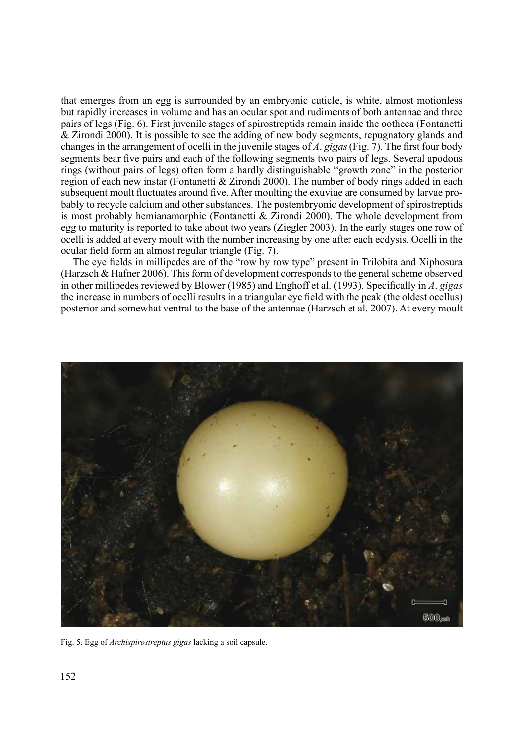that emerges from an egg is surrounded by an embryonic cuticle, is white, almost motionless but rapidly increases in volume and has an ocular spot and rudiments of both antennae and three pairs of legs (Fig. 6). First juvenile stages of spirostreptids remain inside the ootheca (Fontanetti & Zirondi 2000). It is possible to see the adding of new body segments, repugnatory glands and changes in the arrangement of ocelli in the juvenile stages of *A. gigas* (Fig. 7). The first four body segments bear five pairs and each of the following segments two pairs of legs. Several apodous rings (without pairs of legs) often form a hardly distinguishable "growth zone" in the posterior region of each new instar (Fontanetti & Zirondi 2000). The number of body rings added in each subsequent moult fluctuates around five. After moulting the exuviae are consumed by larvae probably to recycle calcium and other substances. The postembryonic development of spirostreptids is most probably hemianamorphic (Fontanetti & Zirondi 2000). The whole development from egg to maturity is reported to take about two years (Ziegler 2003). In the early stages one row of ocelli is added at every moult with the number increasing by one after each ecdysis. Ocelli in the ocular field form an almost regular triangle (Fig. 7).

The eye fields in millipedes are of the "row by row type" present in Trilobita and Xiphosura (Harzsch & Hafner 2006). This form of development corresponds to the general scheme observed in other millipedes reviewed by Blower (1985) and Enghoff et al. (1993). Specifically in *A. gigas* the increase in numbers of ocelli results in a triangular eye field with the peak (the oldest ocellus) posterior and somewhat ventral to the base of the antennae (Harzsch et al. 2007). At every moult

Fig. 5. Egg of *Archispirostreptus gigas* lacking a soil capsule.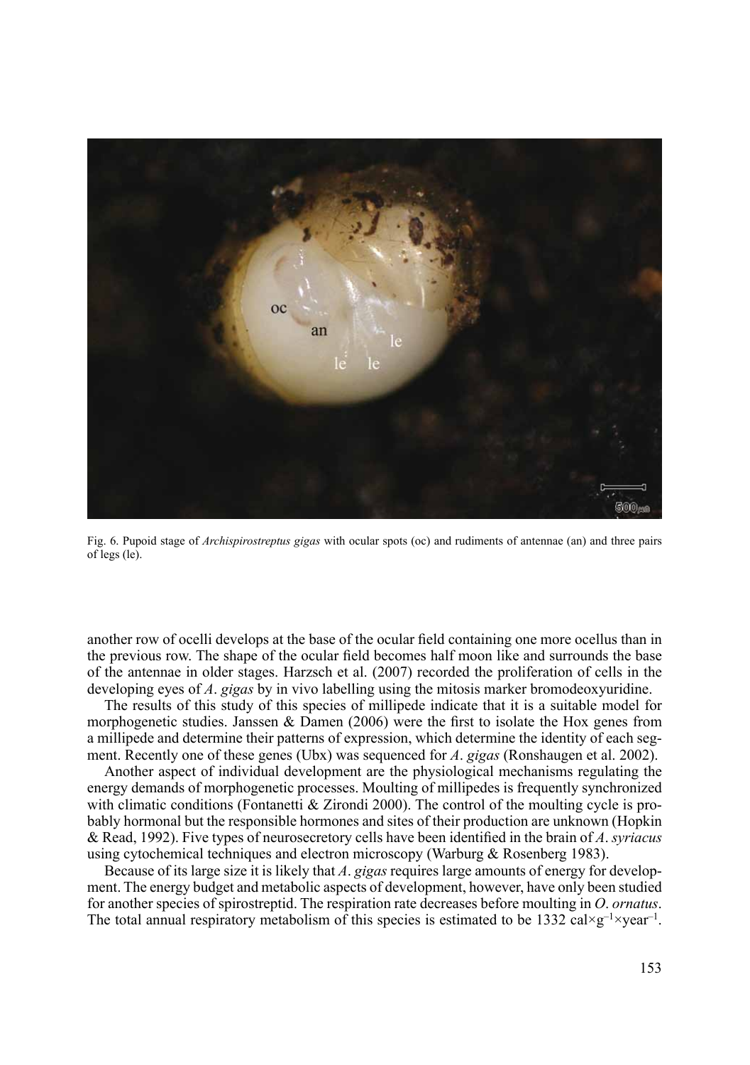Fig. 6. Pupoid stage of *Archispirostreptus gigas* with ocular spots (oc) and rudiments of antennae (an) and three pairs of legs (le).

another row of ocelli develops at the base of the ocular field containing one more ocellus than in the previous row. The shape of the ocular field becomes half moon like and surrounds the base of the antennae in older stages. Harzsch et al. (2007) recorded the proliferation of cells in the developing eyes of *A. gigas* by in vivo labelling using the mitosis marker bromodeoxyuridine.

The results of this study of this species of millipede indicate that it is a suitable model for morphogenetic studies. Janssen & Damen (2006) were the first to isolate the Hox genes from a millipede and determine their patterns of expression, which determine the identity of each segment. Recently one of these genes (Ubx) was sequenced for *A. gigas* (Ronshaugen et al. 2002).

Another aspect of individual development are the physiological mechanisms regulating the energy demands of morphogenetic processes. Moulting of millipedes is frequently synchronized with climatic conditions (Fontanetti & Zirondi 2000). The control of the moulting cycle is probably hormonal but the responsible hormones and sites of their production are unknown (Hopkin & Read, 1992). Five types of neurosecretory cells have been identified in the brain of *A. syriacus* using cytochemical techniques and electron microscopy (Warburg & Rosenberg 1983).

Because of its large size it is likely that *A. gigas* requires large amounts of energy for development. The energy budget and metabolic aspects of development, however, have only been studied for another species of spirostreptid. The respiration rate decreases before moulting in *O. ornatus*. The total annual respiratory metabolism of this species is estimated to be 1332 $cal \times g^{-1} \times year^{-1}$.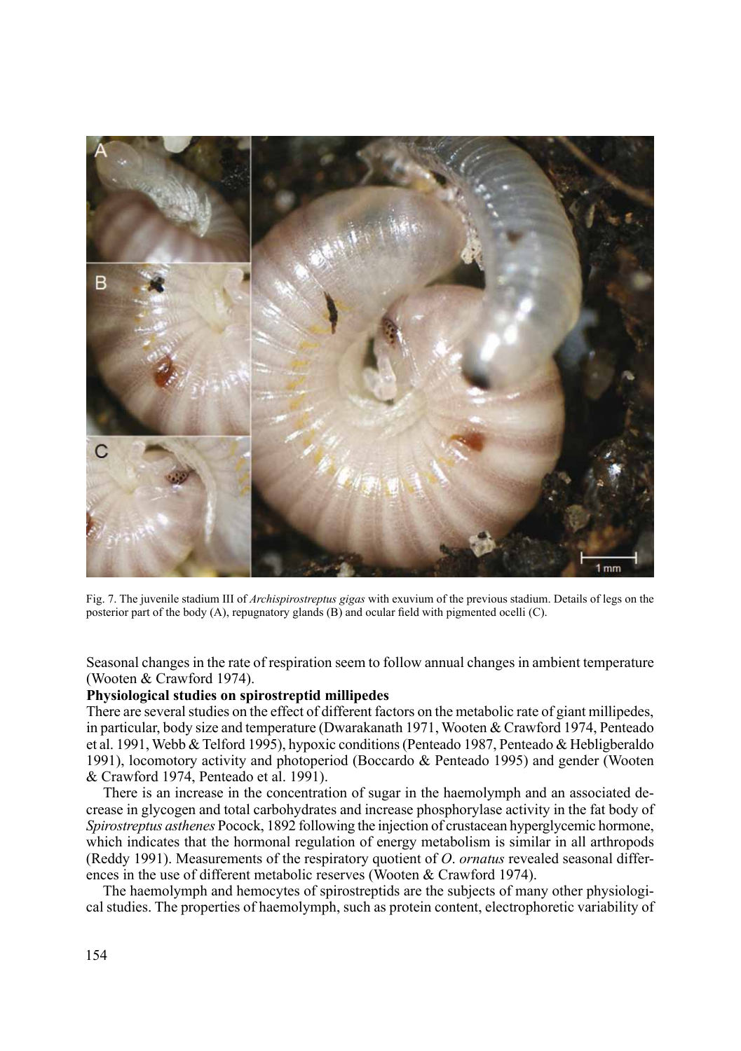Fig. 7. The juvenile stadium III of *Archispirostreptus gigas* with exuvium of the previous stadium. Details of legs on the posterior part of the body (A), repugnatory glands (B) and ocular field with pigmented ocelli (C).

Seasonal changes in the rate of respiration seem to follow annual changes in ambient temperature (Wooten & Crawford 1974).

**Physiological studies on spirostreptid millipedes**

There are several studies on the effect of different factors on the metabolic rate of giant millipedes, in particular, body size and temperature (Dwarakanath 1971, Wooten & Crawford 1974, Penteado et al. 1991, Webb & Telford 1995), hypoxic conditions (Penteado 1987, Penteado & Hebligberaldo 1991), locomotory activity and photoperiod (Boccardo & Penteado 1995) and gender (Wooten & Crawford 1974, Penteado et al. 1991).

There is an increase in the concentration of sugar in the haemolymph and an associated decrease in glycogen and total carbohydrates and increase phosphorylase activity in the fat body of *Spirostreptus asthenes* Pocock, 1892 following the injection of crustacean hyperglycemic hormone, which indicates that the hormonal regulation of energy metabolism is similar in all arthropods (Reddy 1991). Measurements of the respiratory quotient of *O. ornatus* revealed seasonal differences in the use of different metabolic reserves (Wooten & Crawford 1974).

The haemolymph and hemocytes of spirostreptids are the subjects of many other physiological studies. The properties of haemolymph, such as protein content, electrophoretic variability of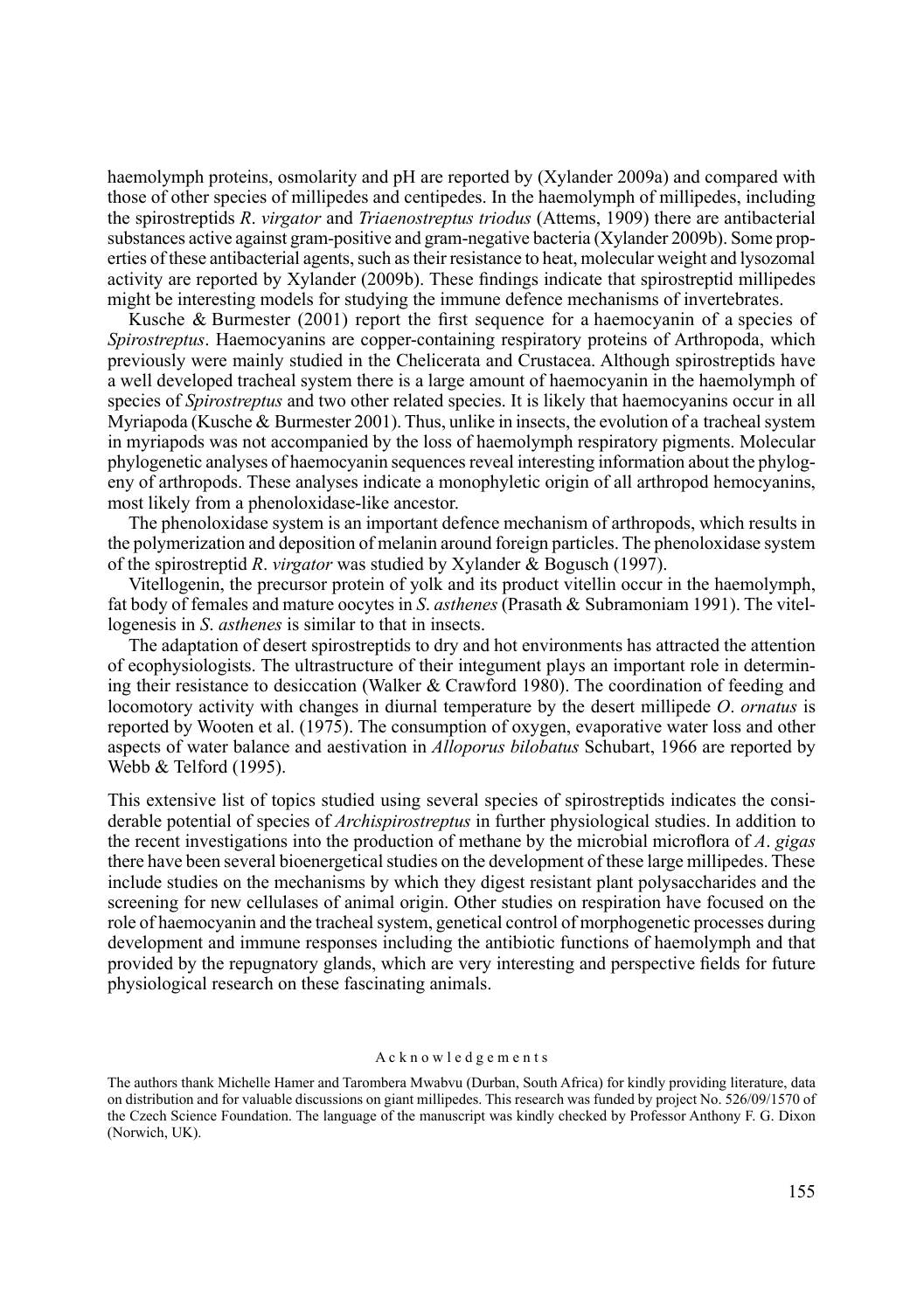haemolymph proteins, osmolarity and pH are reported by (Xylander 2009a) and compared with those of other species of millipedes and centipedes. In the haemolymph of millipedes, including the spirostreptids *R. virgator* and *Triaenostreptus triodus* (Attems, 1909) there are antibacterial substances active against gram-positive and gram-negative bacteria (Xylander 2009b). Some properties of these antibacterial agents, such as their resistance to heat, molecular weight and lysozomal activity are reported by Xylander (2009b). These findings indicate that spirostreptid millipedes might be interesting models for studying the immune defence mechanisms of invertebrates.

Kusche & Burmester (2001) report the first sequence for a haemocyanin of a species of *Spirostreptus*. Haemocyanins are copper-containing respiratory proteins of Arthropoda, which previously were mainly studied in the Chelicerata and Crustacea. Although spirostreptids have a well developed tracheal system there is a large amount of haemocyanin in the haemolymph of species of *Spirostreptus* and two other related species. It is likely that haemocyanins occur in all Myriapoda (Kusche & Burmester 2001). Thus, unlike in insects, the evolution of a tracheal system in myriapods was not accompanied by the loss of haemolymph respiratory pigments. Molecular phylogenetic analyses of haemocyanin sequences reveal interesting information about the phylogeny of arthropods. These analyses indicate a monophyletic origin of all arthropod hemocyanins, most likely from a phenoloxidase-like ancestor.

The phenoloxidase system is an important defence mechanism of arthropods, which results in the polymerization and deposition of melanin around foreign particles. The phenoloxidase system of the spirostreptid *R. virgator* was studied by Xylander & Bogusch (1997).

Vitellogenin, the precursor protein of yolk and its product vitellin occur in the haemolymph, fat body of females and mature oocytes in *S. asthenes* (Prasath & Subramoniam 1991). The vitellogenesis in *S. asthenes* is similar to that in insects.

The adaptation of desert spirostreptids to dry and hot environments has attracted the attention of ecophysiologists. The ultrastructure of their integument plays an important role in determining their resistance to desiccation (Walker & Crawford 1980). The coordination of feeding and locomotory activity with changes in diurnal temperature by the desert millipede *O. ornatus* is reported by Wooten et al. (1975). The consumption of oxygen, evaporative water loss and other aspects of water balance and aestivation in *Alloporus bilobatus* Schubart, 1966 are reported by Webb & Telford (1995).

This extensive list of topics studied using several species of spirostreptids indicates the considerable potential of species of *Archispirostreptus* in further physiological studies. In addition to the recent investigations into the production of methane by the microbial microflora of *A. gigas* there have been several bioenergetical studies on the development of these large millipedes. These include studies on the mechanisms by which they digest resistant plant polysaccharides and the screening for new cellulases of animal origin. Other studies on respiration have focused on the role of haemocyanin and the tracheal system, genetical control of morphogenetic processes during development and immune responses including the antibiotic functions of haemolymph and that provided by the repugnatory glands, which are very interesting and perspective fields for future physiological research on these fascinating animals.

## Acknowledgements

The authors thank Michelle Hamer and Tarombera Mwabvu (Durban, South Africa) for kindly providing literature, data on distribution and for valuable discussions on giant millipedes. This research was funded by project No. 526/09/1570 of the Czech Science Foundation. The language of the manuscript was kindly checked by Professor Anthony F. G. Dixon (Norwich, UK).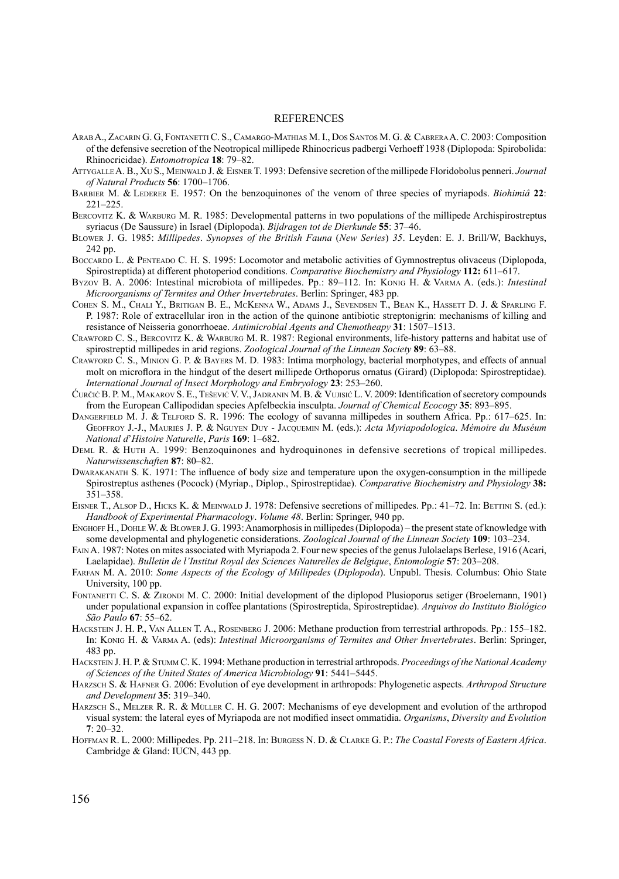## REFERENCES

Arab A., Zacarin G. G, Fontanetti C. S., Camargo-Mathias M. I., Dos Santos M. G. & Cabrera A. C. 2003: Composition of the defensive secretion of the Neotropical millipede Rhinocricus padbergi Verhoeff 1938 (Diplopoda: Spirobolida: Rhinocricidae). *Entomotropica* **18**: 79–82.

Attygalle A. B., Xu S., Meinwald J. & Eisner T. 1993: Defensive secretion of the millipede Floridobolus penneri. *Journal of Natural Products* **56**: 1700–1706.

Barbier M. & Lederer E. 1957: On the benzoquinones of the venom of three species of myriapods. *Biohimiâ* **22**: 221–225.

Bercovitz K. & Warburg M. R. 1985: Developmental patterns in two populations of the millipede Archispirostreptus syriacus (De Saussure) in Israel (Diplopoda). *Bijdragen tot de Dierkunde* **55**: 37–46.

Blower J. G. 1985: *Millipedes*. *Synopses of the British Fauna* (*New Series*) *35*. Leyden: E. J. Brill/W, Backhuys, 242 pp.

Boccardo L. & Penteado C. H. S. 1995: Locomotor and metabolic activities of Gymnostreptus olivaceus (Diplopoda, Spirostreptida) at different photoperiod conditions. *Comparative Biochemistry and Physiology* **112:** 611–617.

Byzov B. A. 2006: Intestinal microbiota of millipedes. Pp.: 89–112. In: Konig H. & Varma A. (eds.): *Intestinal Microorganisms of Termites and Other Invertebrates*. Berlin: Springer, 483 pp.

Cohen S. M., Chali Y., Britigan B. E., McKenna W., Adams J., Sevendsen T., Bean K., Hassett D. J. & Sparling F. P. 1987: Role of extracellular iron in the action of the quinone antibiotic streptonigrin: mechanisms of killing and resistance of Neisseria gonorrhoeae. *Antimicrobial Agents and Chemotheapy* **31**: 1507–1513.

Crawford C. S., Bercovitz K. & Warburg M. R. 1987: Regional environments, life-history patterns and habitat use of spirostreptid millipedes in arid regions. *Zoological Journal of the Linnean Society* **89**: 63–88.

Crawford C. S., Minion G. P. & Bayers M. D. 1983: Intima morphology, bacterial morphotypes, and effects of annual molt on microflora in the hindgut of the desert millipede Orthoporus ornatus (Girard) (Diplopoda: Spirostreptidae). *International Journal of Insect Morphology and Embryology* **23**: 253–260.

Ćurčić B. P. M., Makarov S. E., Tešević V. V., Jadranin M. B. & Vujisić L. V. 2009: Identification of secretory compounds from the European Callipodidan species Apfelbeckia insculpta. *Journal of Chemical Ecocogy* **35**: 893–895.

Dangerfield M. J. & Telford S. R. 1996: The ecology of savanna millipedes in southern Africa. Pp.: 617–625. In: Geoffroy J.-J., Mauriès J. P. & Nguyen Duy - Jacquemin M. (eds.): *Acta Myriapodologica*. *Mémoire du Muséum National d'Histoire Naturelle*, *Paris* **169**: 1–682.

Deml R. & Huth A. 1999: Benzoquinones and hydroquinones in defensive secretions of tropical millipedes. *Naturwissenschaften* **87**: 80–82.

Dwarakanath S. K. 1971: The influence of body size and temperature upon the oxygen-consumption in the millipede Spirostreptus asthenes (Pocock) (Myriap., Diplop., Spirostreptidae). *Comparative Biochemistry and Physiology* **38:** 351–358.

Eisner T., Alsop D., Hicks K. & Meinwald J. 1978: Defensive secretions of millipedes. Pp.: 41–72. In: Bettini S. (ed.): *Handbook of Experimental Pharmacology*. *Volume 48*. Berlin: Springer, 940 pp.

Enghoff H., Dohle W. & Blower J. G. 1993: Anamorphosis in millipedes (Diplopoda) – the present state of knowledge with some developmental and phylogenetic considerations. *Zoological Journal of the Linnean Society* **109**: 103–234.

Fain A. 1987: Notes on mites associated with Myriapoda 2. Four new species of the genus Julolaelaps Berlese, 1916 (Acari, Laelapidae). *Bulletin de l'Institut Royal des Sciences Naturelles de Belgique*, *Entomologie* **57**: 203–208.

Farfan M. A. 2010: *Some Aspects of the Ecology of Millipedes* (*Diplopoda*). Unpubl. Thesis. Columbus: Ohio State University, 100 pp.

Fontanetti C. S. & Zirondi M. C. 2000: Initial development of the diplopod Plusioporus setiger (Broelemann, 1901) under populational expansion in coffee plantations (Spirostreptida, Spirostreptidae). *Arquivos do Instituto Biológico São Paulo* **67**: 55–62.

Hackstein J. H. P., Van Allen T. A., Rosenberg J. 2006: Methane production from terrestrial arthropods. Pp.: 155–182. In: Konig H. & Varma A. (eds): *Intestinal Microorganisms of Termites and Other Invertebrates*. Berlin: Springer, 483 pp.

Hackstein J. H. P. & Stumm C. K. 1994: Methane production in terrestrial arthropods. *Proceedings of the National Academy of Sciences of the United States of America Microbiology* **91**: 5441–5445.

Harzsch S. & Hafner G. 2006: Evolution of eye development in arthropods: Phylogenetic aspects. *Arthropod Structure and Development* **35**: 319–340.

Harzsch S., Melzer R. R. & Müller C. H. G. 2007: Mechanisms of eye development and evolution of the arthropod visual system: the lateral eyes of Myriapoda are not modified insect ommatidia. *Organisms*, *Diversity and Evolution* **7**: 20–32.

Hoffman R. L. 2000: Millipedes. Pp. 211–218. In: Burgess N. D. & Clarke G. P.: *The Coastal Forests of Eastern Africa*. Cambridge & Gland: IUCN, 443 pp.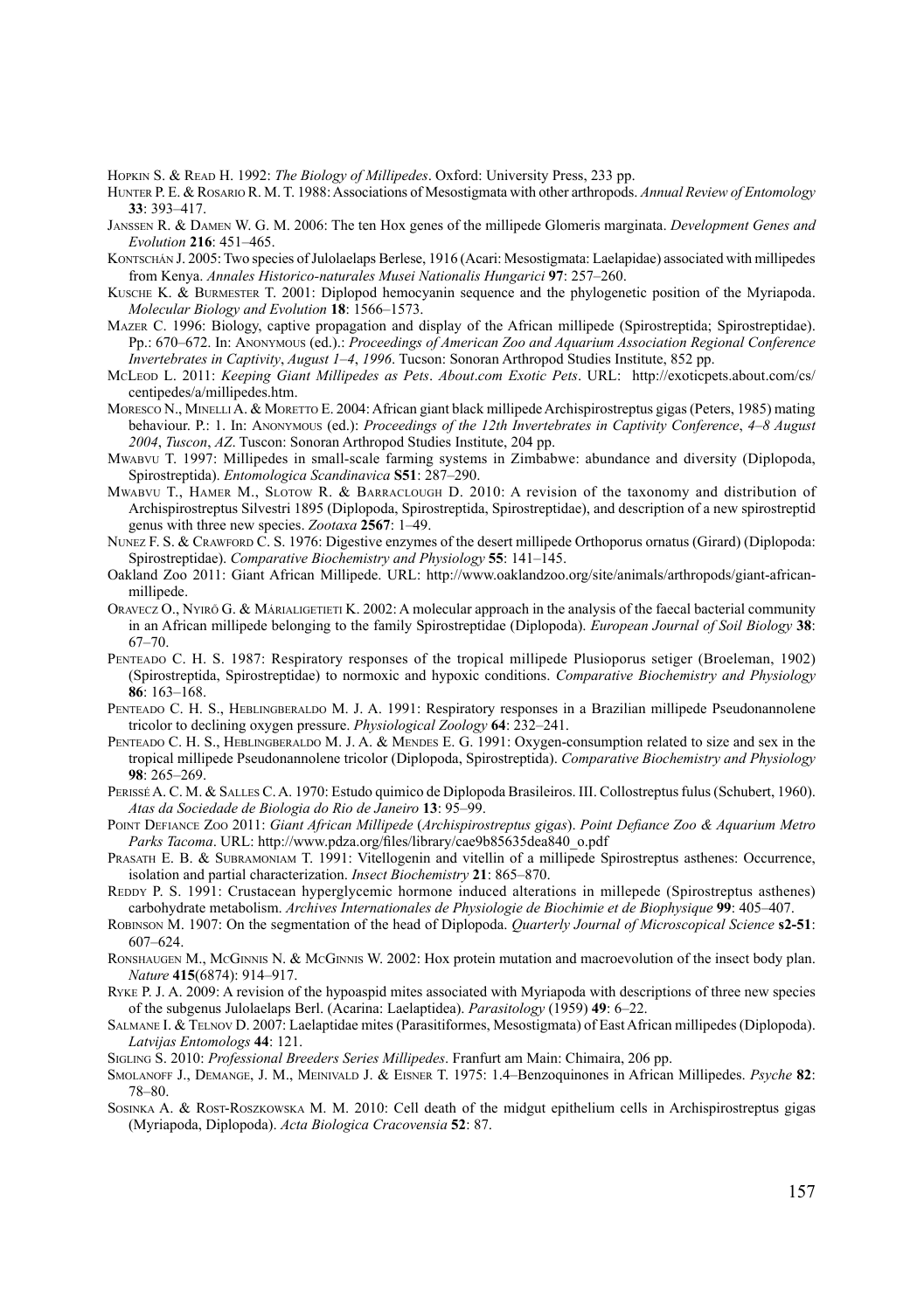Hopkin S. & Read H. 1992: *The Biology of Millipedes*. Oxford: University Press, 233 pp.

Hunter P. E. & Rosario R. M. T. 1988: Associations of Mesostigmata with other arthropods. *Annual Review of Entomology* **33**: 393–417.

Janssen R. & Damen W. G. M. 2006: The ten Hox genes of the millipede Glomeris marginata. *Development Genes and Evolution* **216**: 451–465.

Kontschán J. 2005: Two species of Julolaelaps Berlese, 1916 (Acari: Mesostigmata: Laelapidae) associated with millipedes from Kenya. *Annales Historico-naturales Musei Nationalis Hungarici* **97**: 257–260.

Kusche K. & Burmester T. 2001: Diplopod hemocyanin sequence and the phylogenetic position of the Myriapoda. *Molecular Biology and Evolution* **18**: 1566–1573.

Mazer C. 1996: Biology, captive propagation and display of the African millipede (Spirostreptida; Spirostreptidae). Pp.: 670–672. In: Anonymous (ed.).: *Proceedings of American Zoo and Aquarium Association Regional Conference Invertebrates in Captivity*, *August 1–4*, *1996*. Tucson: Sonoran Arthropod Studies Institute, 852 pp.

McLeod L. 2011: *Keeping Giant Millipedes as Pets*. *About.com Exotic Pets*. URL: http://exoticpets.about.com/cs/centipedes/a/millipedes.htm.

Moresco N., Minelli A. & Moretto E. 2004: African giant black millipede Archispirostreptus gigas (Peters, 1985) mating behaviour. P.: 1. In: Anonymous (ed.): *Proceedings of the 12th Invertebrates in Captivity Conference*, *4–8 August 2004*, *Tuscon*, *AZ*. Tuscon: Sonoran Arthropod Studies Institute, 204 pp.

Mwabvu T. 1997: Millipedes in small-scale farming systems in Zimbabwe: abundance and diversity (Diplopoda, Spirostreptida). *Entomologica Scandinavica* **S51**: 287–290.

Mwabvu T., Hamer M., Slotow R. & Barraclough D. 2010: A revision of the taxonomy and distribution of Archispirostreptus Silvestri 1895 (Diplopoda, Spirostreptida, Spirostreptidae), and description of a new spirostreptid genus with three new species. *Zootaxa* **2567**: 1–49.

Nunez F. S. & Crawford C. S. 1976: Digestive enzymes of the desert millipede Orthoporus ornatus (Girard) (Diplopoda: Spirostreptidae). *Comparative Biochemistry and Physiology* **55**: 141–145.

Oakland Zoo 2011: Giant African Millipede. URL: http://www.oaklandzoo.org/site/animals/arthropods/giant-african-millipede.

Oravecz O., Nyirő G. & Márialigetieti K. 2002: A molecular approach in the analysis of the faecal bacterial community in an African millipede belonging to the family Spirostreptidae (Diplopoda). *European Journal of Soil Biology* **38**: 67–70.

Penteado C. H. S. 1987: Respiratory responses of the tropical millipede Plusioporus setiger (Broeleman, 1902) (Spirostreptida, Spirostreptidae) to normoxic and hypoxic conditions. *Comparative Biochemistry and Physiology* **86**: 163–168.

Penteado C. H. S., Heblingberaldo M. J. A. 1991: Respiratory responses in a Brazilian millipede Pseudonannolene tricolor to declining oxygen pressure. *Physiological Zoology* **64**: 232–241.

Penteado C. H. S., Heblingberaldo M. J. A. & Mendes E. G. 1991: Oxygen-consumption related to size and sex in the tropical millipede Pseudonannolene tricolor (Diplopoda, Spirostreptida). *Comparative Biochemistry and Physiology* **98**: 265–269.

Perissé A. C. M. & Salles C. A. 1970: Estudo quimico de Diplopoda Brasileiros. III. Collostreptus fulus (Schubert, 1960). *Atas da Sociedade de Biologia do Rio de Janeiro* **13**: 95–99.

Point Defiance Zoo 2011: *Giant African Millipede* (*Archispirostreptus gigas*). *Point Defiance Zoo & Aquarium Metro Parks Tacoma*. URL: http://www.pdza.org/files/library/cae9b85635dea840_o.pdf

Prasath E. B. & Subramoniam T. 1991: Vitellogenin and vitellin of a millipede Spirostreptus asthenes: Occurrence, isolation and partial characterization. *Insect Biochemistry* **21**: 865–870.

Reddy P. S. 1991: Crustacean hyperglycemic hormone induced alterations in millepede (Spirostreptus asthenes) carbohydrate metabolism. *Archives Internationales de Physiologie de Biochimie et de Biophysique* **99**: 405–407.

Robinson M. 1907: On the segmentation of the head of Diplopoda. *Quarterly Journal of Microscopical Science* **s2-51**: 607–624.

Ronshaugen M., McGinnis N. & McGinnis W. 2002: Hox protein mutation and macroevolution of the insect body plan. *Nature* **415**(6874): 914–917.

Ryke P. J. A. 2009: A revision of the hypoaspid mites associated with Myriapoda with descriptions of three new species of the subgenus Julolaelaps Berl. (Acarina: Laelaptidea). *Parasitology* (1959) **49**: 6–22.

Salmane I. & Telnov D. 2007: Laelaptidae mites (Parasitiformes, Mesostigmata) of East African millipedes (Diplopoda). *Latvijas Entomologs* **44**: 121.

Sigling S. 2010: *Professional Breeders Series Millipedes*. Franfurt am Main: Chimaira, 206 pp.

Smolanoff J., Demange, J. M., Meinivald J. & Eisner T. 1975: 1.4–Benzoquinones in African Millipedes. *Psyche* **82**: 78–80.

Sosinka A. & Rost-Roszkowska M. M. 2010: Cell death of the midgut epithelium cells in Archispirostreptus gigas (Myriapoda, Diplopoda). *Acta Biologica Cracovensia* **52**: 87.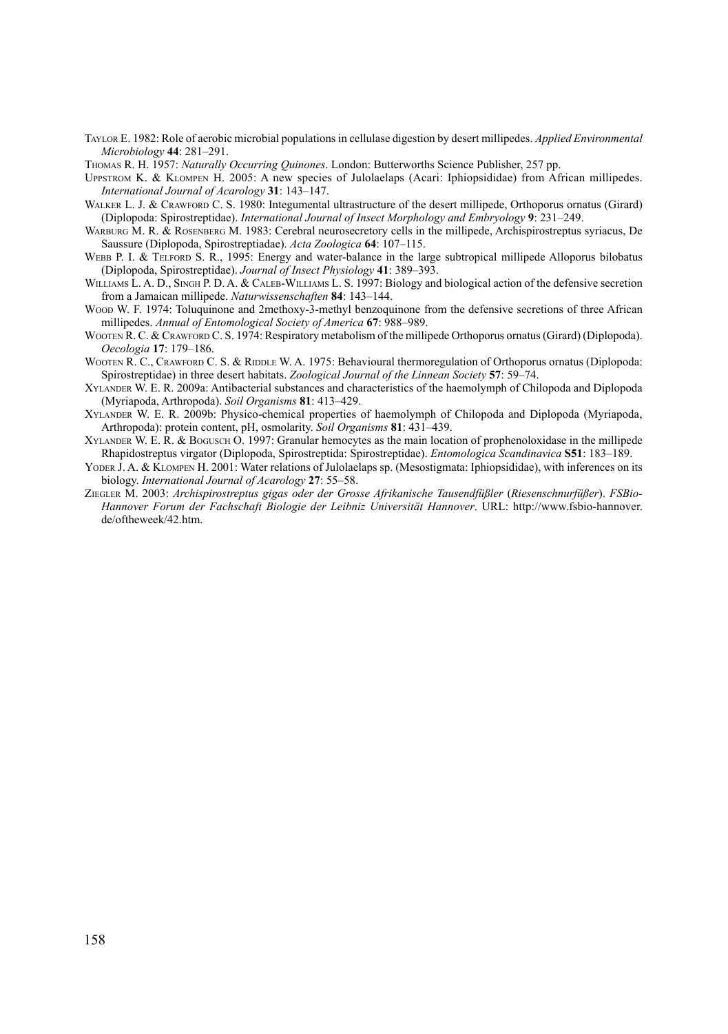Taylor E. 1982: Role of aerobic microbial populations in cellulase digestion by desert millipedes. *Applied Environmental Microbiology* **44**: 281–291.

Thomas R. H. 1957: *Naturally Occurring Quinones*. London: Butterworths Science Publisher, 257 pp.

Uppstrom K. & Klompen H. 2005: A new species of Julolaelaps (Acari: Iphiopsididae) from African millipedes. *International Journal of Acarology* **31**: 143–147.

Walker L. J. & Crawford C. S. 1980: Integumental ultrastructure of the desert millipede, Orthoporus ornatus (Girard) (Diplopoda: Spirostreptidae). *International Journal of Insect Morphology and Embryology* **9**: 231–249.

Warburg M. R. & Rosenberg M. 1983: Cerebral neurosecretory cells in the millipede, Archispirostreptus syriacus, De Saussure (Diplopoda, Spirostreptiadae). *Acta Zoologica* **64**: 107–115.

Webb P. I. & Telford S. R., 1995: Energy and water-balance in the large subtropical millipede Alloporus bilobatus (Diplopoda, Spirostreptidae). *Journal of Insect Physiology* **41**: 389–393.

Williams L. A. D., Singh P. D. A. & Caleb-Williams L. S. 1997: Biology and biological action of the defensive secretion from a Jamaican millipede. *Naturwissenschaften* **84**: 143–144.

Wood W. F. 1974: Toluquinone and 2methoxy-3-methyl benzoquinone from the defensive secretions of three African millipedes. *Annual of Entomological Society of America* **67**: 988–989.

Wooten R. C. & Crawford C. S. 1974: Respiratory metabolism of the millipede Orthoporus ornatus (Girard) (Diplopoda). *Oecologia* **17**: 179–186.

Wooten R. C., Crawford C. S. & Riddle W. A. 1975: Behavioural thermoregulation of Orthoporus ornatus (Diplopoda: Spirostreptidae) in three desert habitats. *Zoological Journal of the Linnean Society* **57**: 59–74.

Xylander W. E. R. 2009a: Antibacterial substances and characteristics of the haemolymph of Chilopoda and Diplopoda (Myriapoda, Arthropoda). *Soil Organisms* **81**: 413–429.

Xylander W. E. R. 2009b: Physico-chemical properties of haemolymph of Chilopoda and Diplopoda (Myriapoda, Arthropoda): protein content, pH, osmolarity. *Soil Organisms* **81**: 431–439.

Xylander W. E. R. & Bogusch O. 1997: Granular hemocytes as the main location of prophenoloxidase in the millipede Rhapidostreptus virgator (Diplopoda, Spirostreptida: Spirostreptidae). *Entomologica Scandinavica* **S51**: 183–189.

Yoder J. A. & Klompen H. 2001: Water relations of Julolaelaps sp. (Mesostigmata: Iphiopsididae), with inferences on its biology. *International Journal of Acarology* **27**: 55–58.

Ziegler M. 2003: *Archispirostreptus gigas oder der Grosse Afrikanische Tausendfüßler* (*Riesenschnurfüßer*). *FSBio-Hannover Forum der Fachschaft Biologie der Leibniz Universität Hannover*. URL: http://www.fsbio-hannover.de/oftheweek/42.htm.